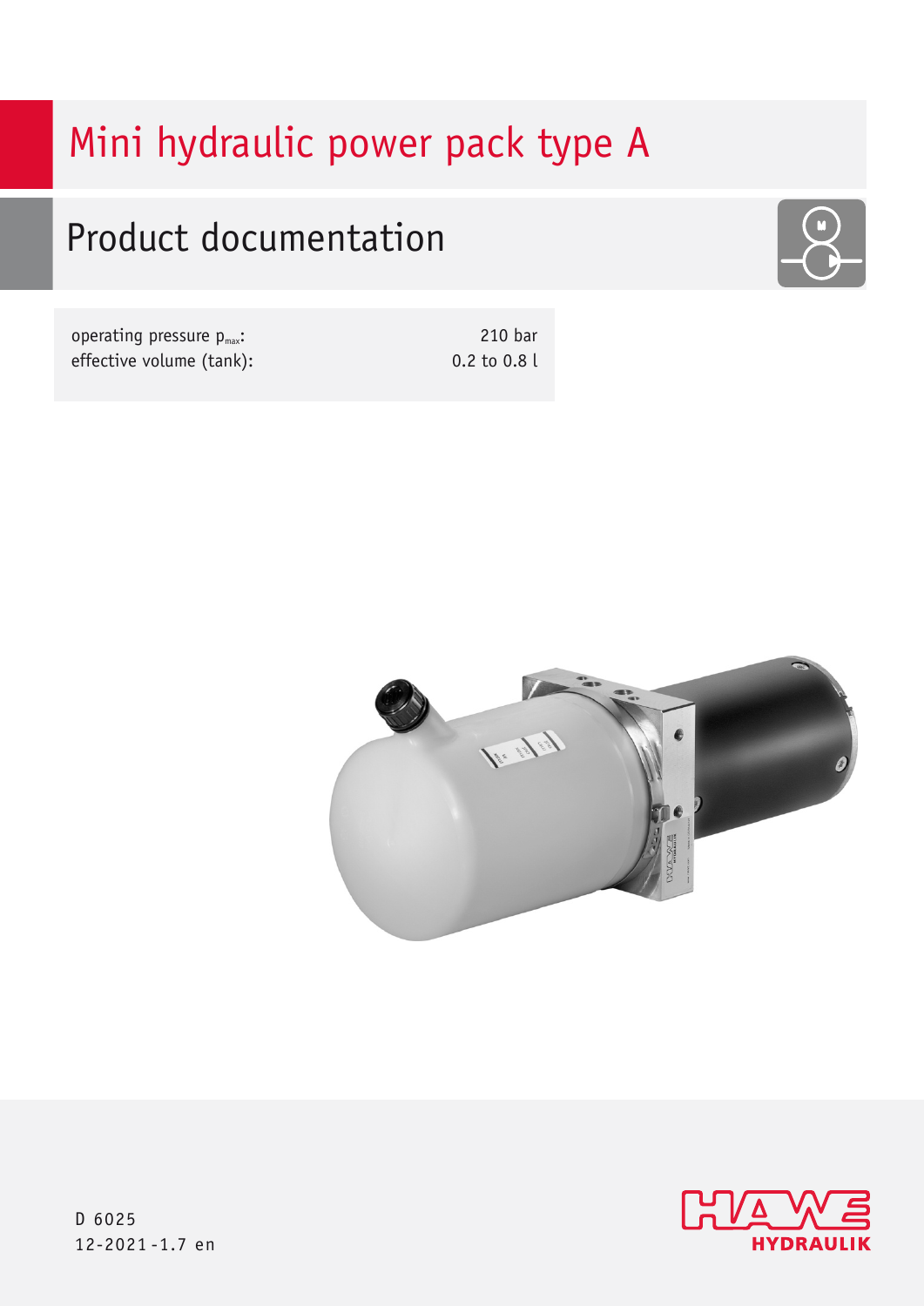# Mini hydraulic power pack type A

## Product documentation

| | |
|---|---|
| operating pressure $p_{max}$: | 210 bar |
| effective volume (tank): | 0.2 to 0.8 l |

D 6025
12-2021-1.7 en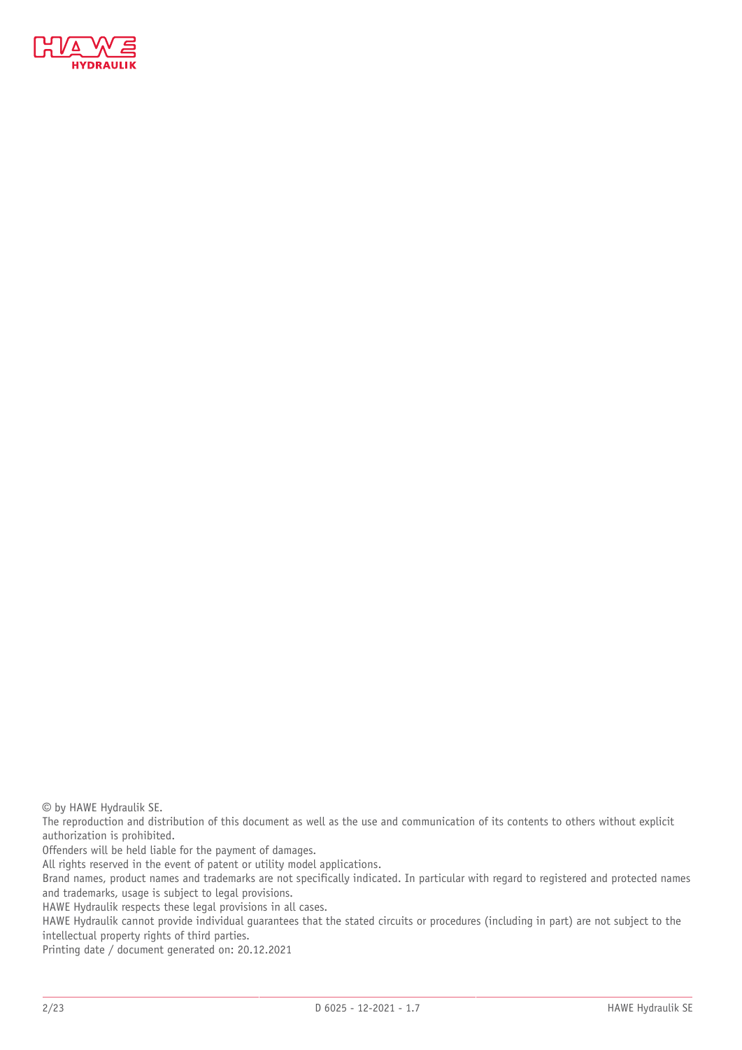© by HAWE Hydraulik SE.

The reproduction and distribution of this document as well as the use and communication of its contents to others without explicit authorization is prohibited.

Offenders will be held liable for the payment of damages.

All rights reserved in the event of patent or utility model applications.

Brand names, product names and trademarks are not specifically indicated. In particular with regard to registered and protected names and trademarks, usage is subject to legal provisions.

HAWE Hydraulik respects these legal provisions in all cases.

HAWE Hydraulik cannot provide individual guarantees that the stated circuits or procedures (including in part) are not subject to the intellectual property rights of third parties.

Printing date / document generated on: 20.12.2021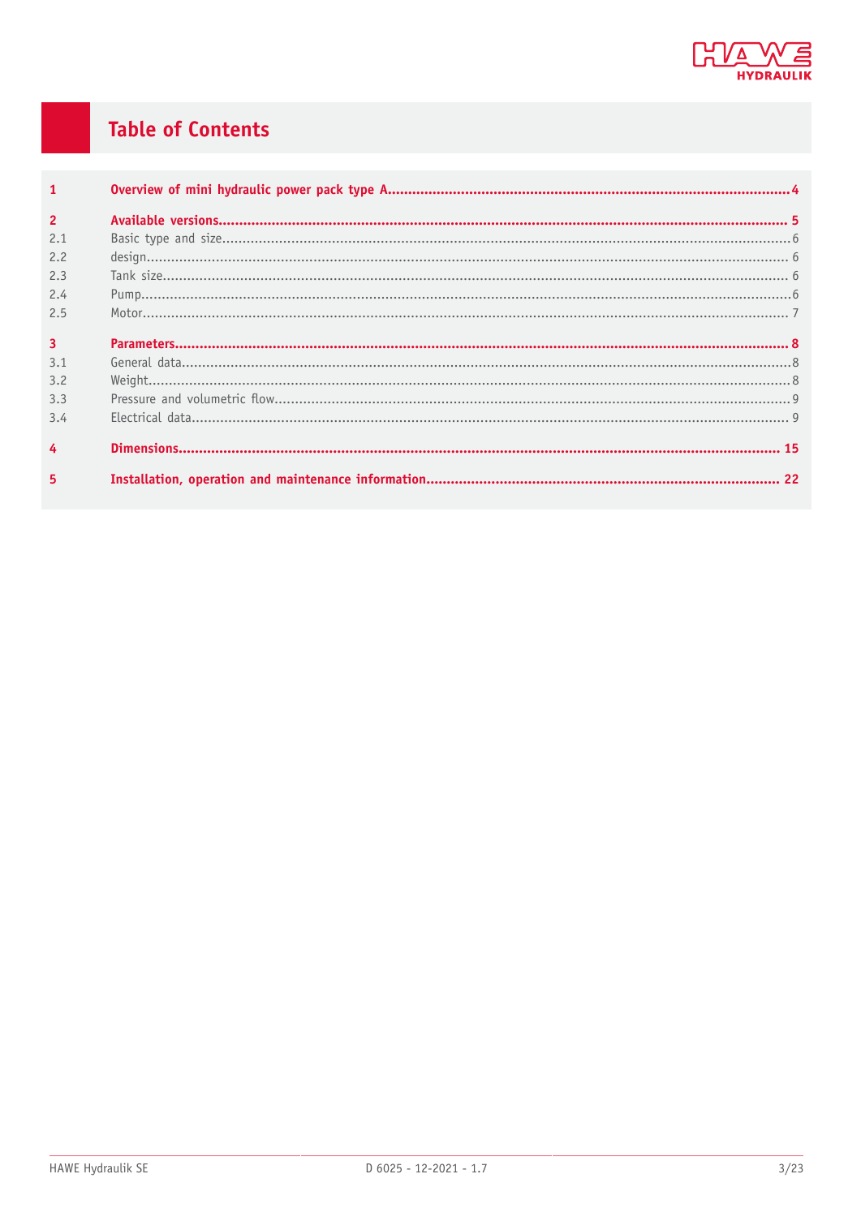# Table of Contents

| | | |
|---|---|---|
| **1** | **Overview of mini hydraulic power pack type A** | **4** |
| **2** | **Available versions** | **5** |
| 2.1 | Basic type and size | 6 |
| 2.2 | design | 6 |
| 2.3 | Tank size | 6 |
| 2.4 | Pump | 6 |
| 2.5 | Motor | 7 |
| **3** | **Parameters** | **8** |
| 3.1 | General data | 8 |
| 3.2 | Weight | 8 |
| 3.3 | Pressure and volumetric flow | 9 |
| 3.4 | Electrical data | 9 |
| **4** | **Dimensions** | **15** |
| **5** | **Installation, operation and maintenance information** | **22** |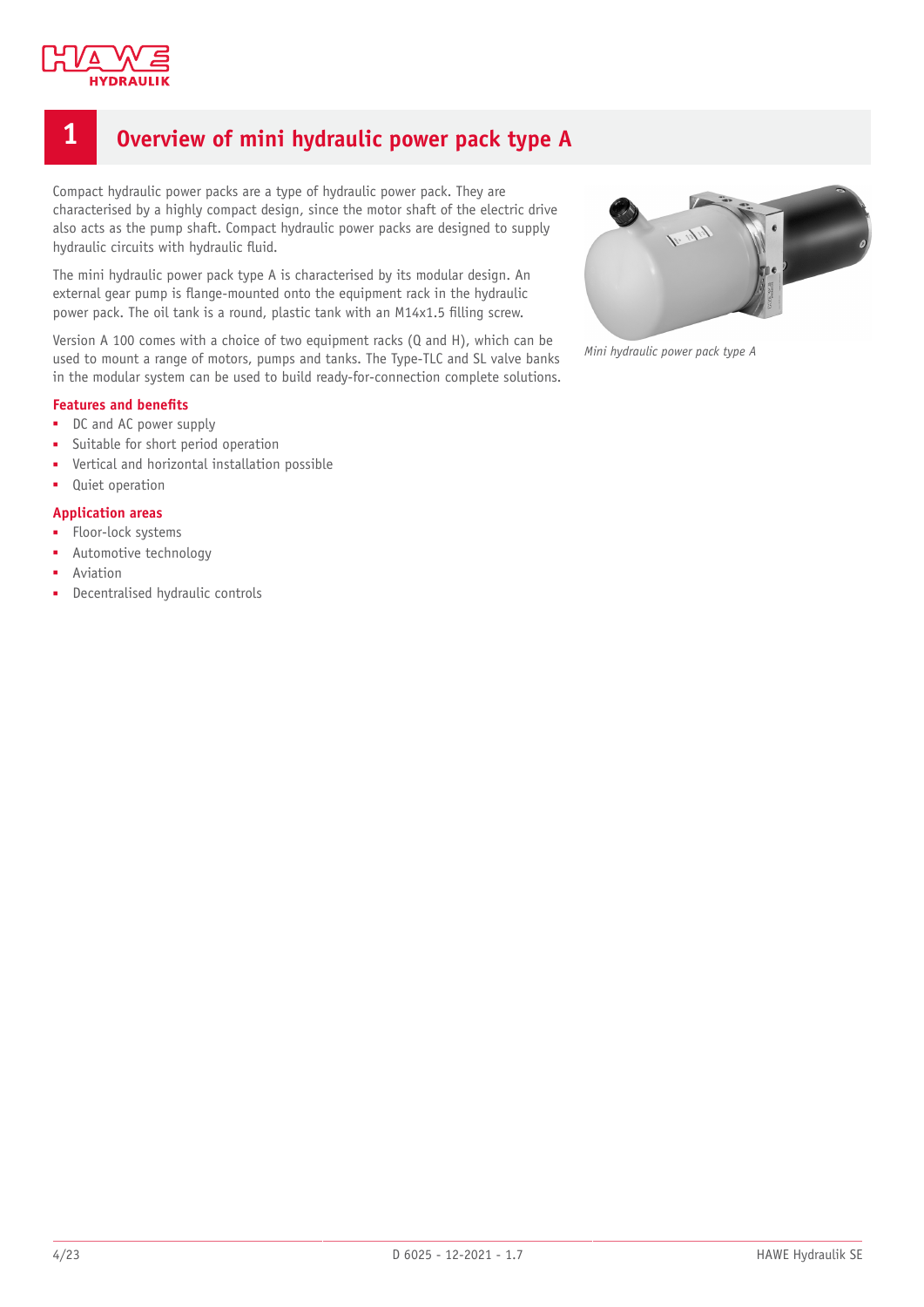# 1 Overview of mini hydraulic power pack type A

Compact hydraulic power packs are a type of hydraulic power pack. They are characterised by a highly compact design, since the motor shaft of the electric drive also acts as the pump shaft. Compact hydraulic power packs are designed to supply hydraulic circuits with hydraulic fluid.

The mini hydraulic power pack type A is characterised by its modular design. An external gear pump is flange-mounted onto the equipment rack in the hydraulic power pack. The oil tank is a round, plastic tank with an M14x1.5 filling screw.

Version A 100 comes with a choice of two equipment racks (Q and H), which can be used to mount a range of motors, pumps and tanks. The Type-TLC and SL valve banks in the modular system can be used to build ready-for-connection complete solutions.

*Mini hydraulic power pack type A*

### Features and benefits

- DC and AC power supply
- Suitable for short period operation
- Vertical and horizontal installation possible
- Quiet operation

### Application areas

- Floor-lock systems
- Automotive technology
- Aviation
- Decentralised hydraulic controls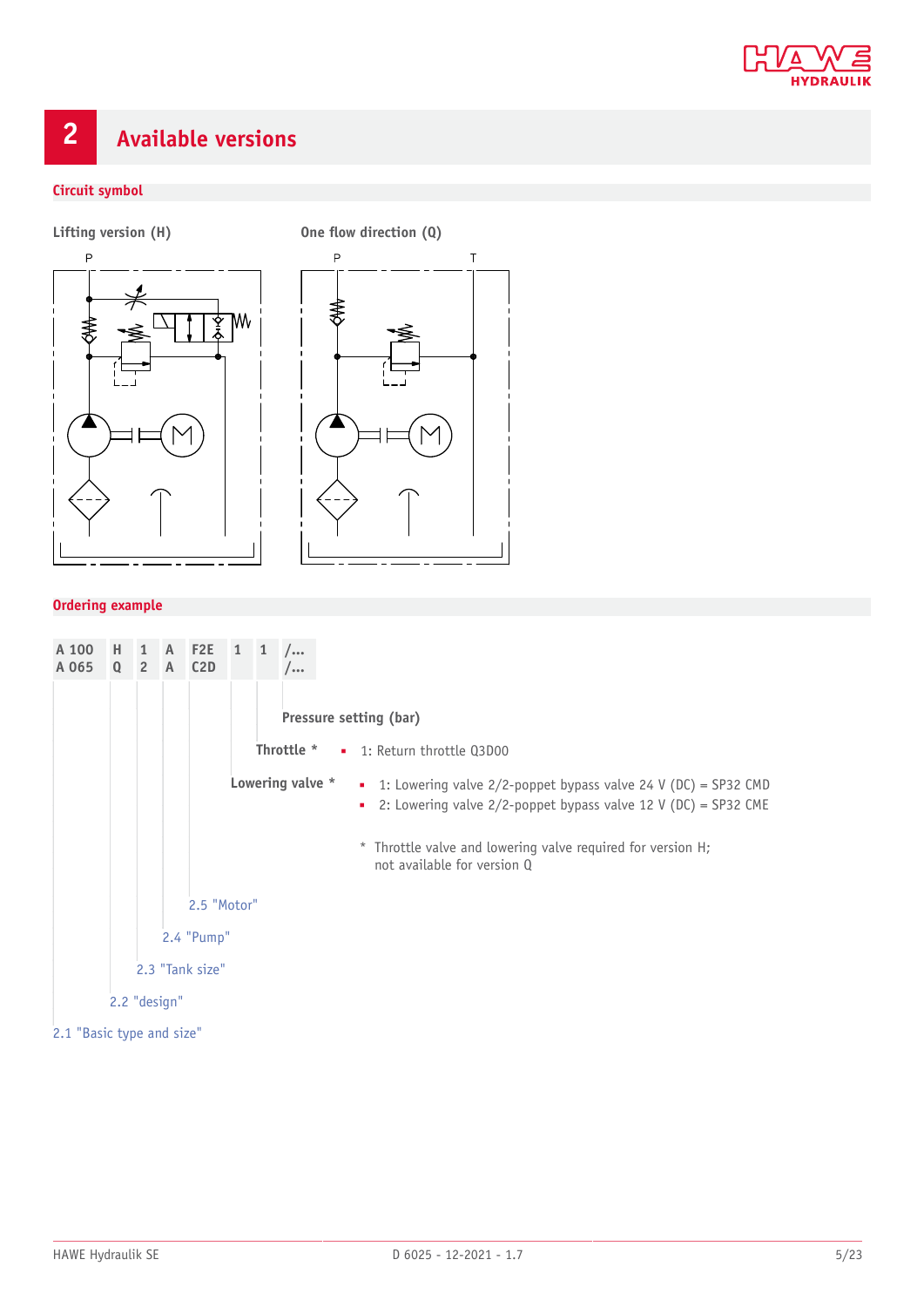## 2 Available versions

### Circuit symbol

Lifting version (H)

One flow direction (Q)

### Ordering example

| A 100 | H | 1 | A | F2E | 1 | 1 | /... |
|---|---|---|---|---|---|---|---|
| A 065 | Q | 2 | A | C2D | | | /... |

**Pressure setting (bar)**

**Throttle** *
- 1: Return throttle Q3D00

**Lowering valve** *
- 1: Lowering valve 2/2-poppet bypass valve 24 V (DC) = SP32 CMD
- 2: Lowering valve 2/2-poppet bypass valve 12 V (DC) = SP32 CME

\* Throttle valve and lowering valve required for version H; not available for version Q

2.5 "Motor"

2.4 "Pump"

2.3 "Tank size"

2.2 "design"

2.1 "Basic type and size"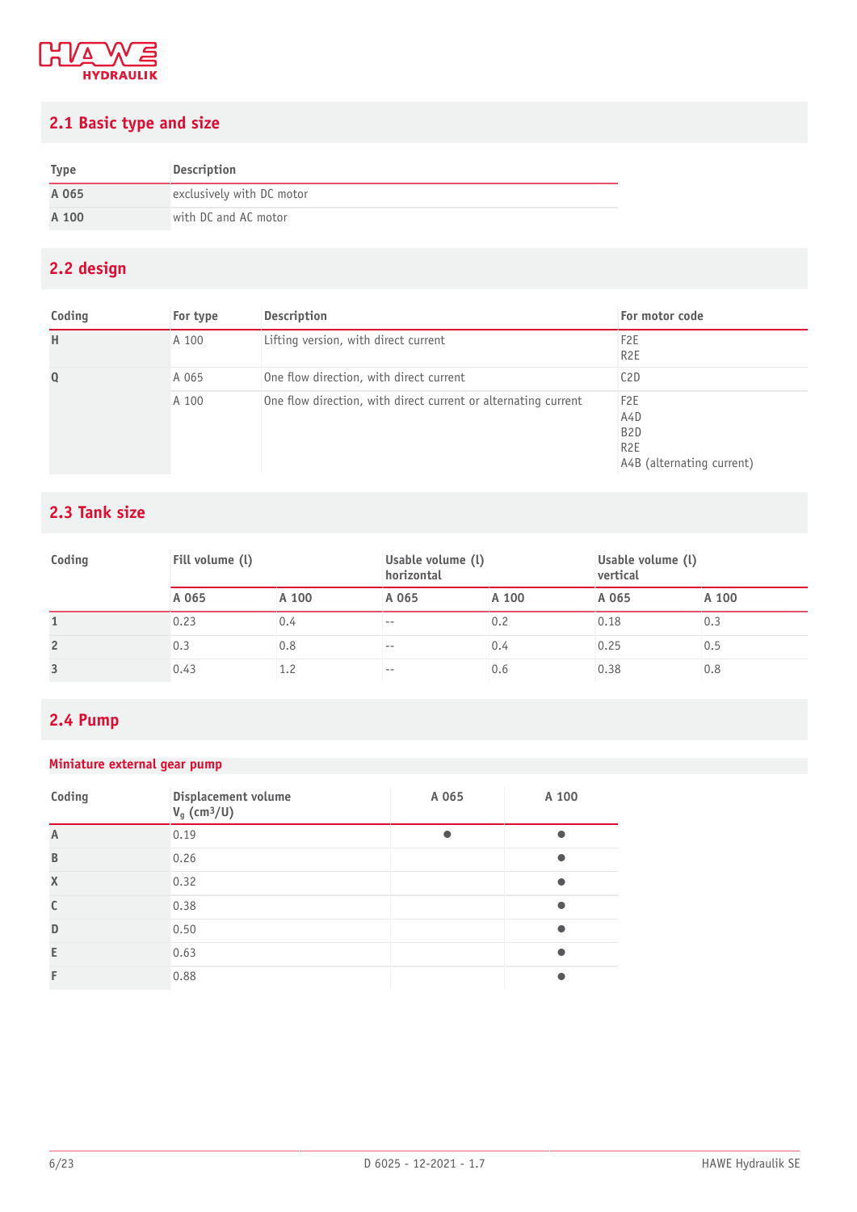## 2.1 Basic type and size

| Type | Description |
|---|---|
| **A 065** | exclusively with DC motor |
| **A 100** | with DC and AC motor |

## 2.2 design

| Coding | For type | Description | For motor code |
|---|---|---|---|
| **H** | A 100 | Lifting version, with direct current | F2E<br>R2E |
| **Q** | A 065 | One flow direction, with direct current | C2D |
| | A 100 | One flow direction, with direct current or alternating current | F2E<br>A4D<br>B2D<br>R2E<br>A4B (alternating current) |

## 2.3 Tank size

| Coding | Fill volume (l) | | Usable volume (l) horizontal | | Usable volume (l) vertical | |
|---|---|---|---|---|---|---|
| | **A 065** | **A 100** | **A 065** | **A 100** | **A 065** | **A 100** |
| **1** | 0.23 | 0.4 | -- | 0.2 | 0.18 | 0.3 |
| **2** | 0.3 | 0.8 | -- | 0.4 | 0.25 | 0.5 |
| **3** | 0.43 | 1.2 | -- | 0.6 | 0.38 | 0.8 |

## 2.4 Pump

### Miniature external gear pump

| Coding | Displacement volume $V_g$ (cm³/U) | A 065 | A 100 |
|---|---|---|---|
| **A** | 0.19 | ● | ● |
| **B** | 0.26 | | ● |
| **X** | 0.32 | | ● |
| **C** | 0.38 | | ● |
| **D** | 0.50 | | ● |
| **E** | 0.63 | | ● |
| **F** | 0.88 | | ● |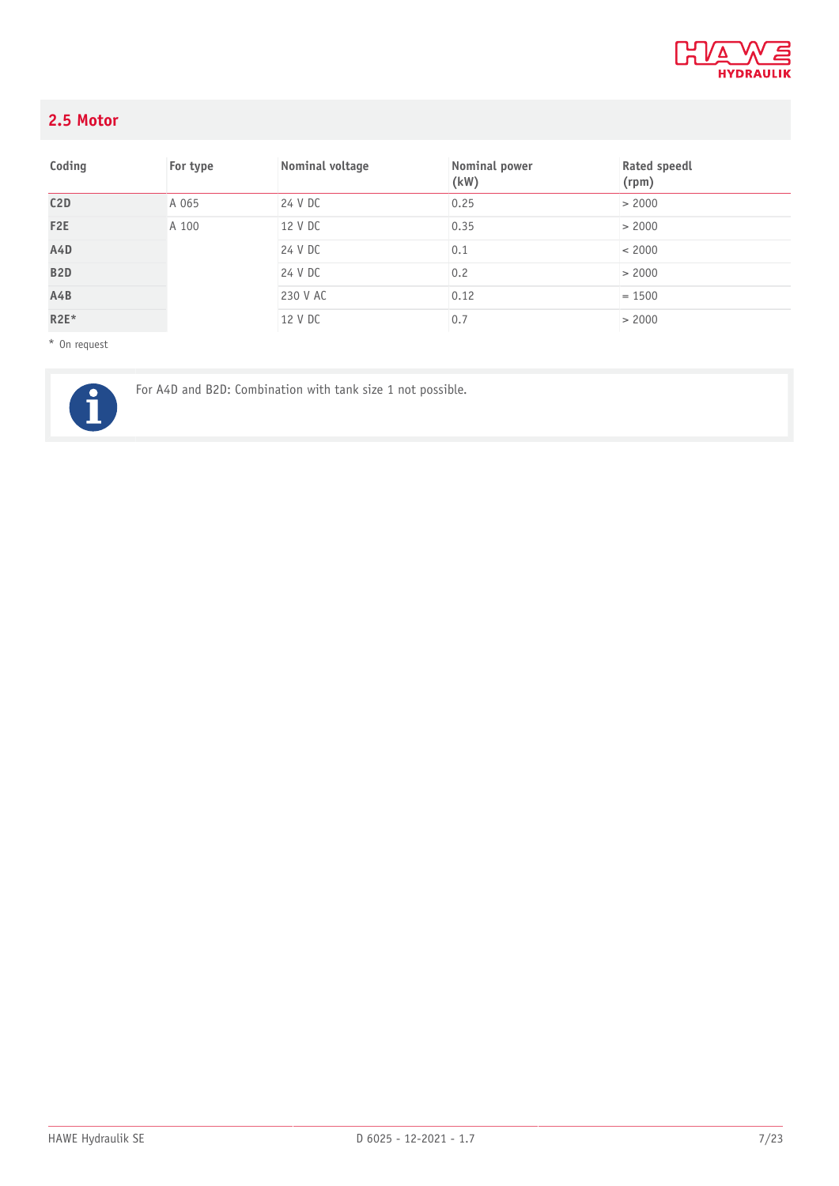## 2.5 Motor

| Coding | For type | Nominal voltage | Nominal power (kW) | Rated speedl (rpm) |
|---|---|---|---|---|
| **C2D** | A 065 | 24 V DC | 0.25 | > 2000 |
| **F2E** | A 100 | 12 V DC | 0.35 | > 2000 |
| **A4D** | | 24 V DC | 0.1 | < 2000 |
| **B2D** | | 24 V DC | 0.2 | > 2000 |
| **A4B** | | 230 V AC | 0.12 | = 1500 |
| **R2E*** | | 12 V DC | 0.7 | > 2000 |

* On request

For A4D and B2D: Combination with tank size 1 not possible.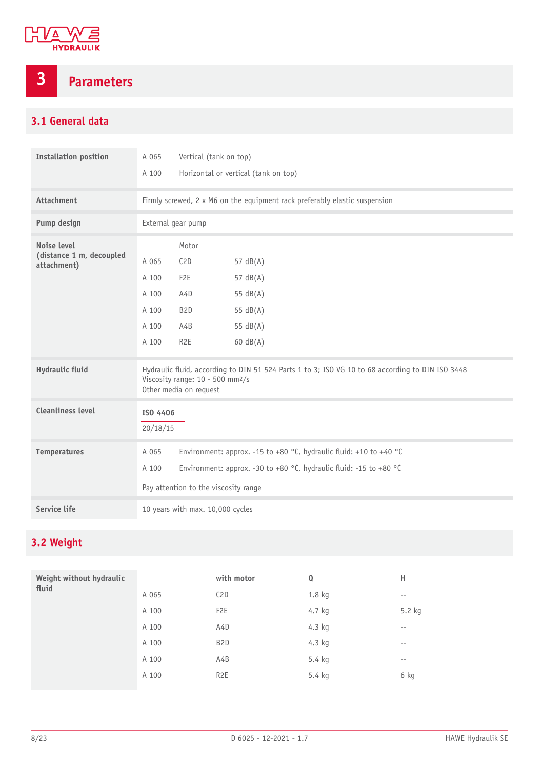# 3 Parameters

## 3.1 General data

| | |
|---|---|
| **Installation position** | A 065 Vertical (tank on top)<br>A 100 Horizontal or vertical (tank on top) |
| **Attachment** | Firmly screwed, 2 x M6 on the equipment rack preferably elastic suspension |
| **Pump design** | External gear pump |
| **Noise level (distance 1 m, decoupled attachment)** | Motor<br>A 065 C2D 57 dB(A)<br>A 100 F2E 57 dB(A)<br>A 100 A4D 55 dB(A)<br>A 100 B2D 55 dB(A)<br>A 100 A4B 55 dB(A)<br>A 100 R2E 60 dB(A) |
| **Hydraulic fluid** | Hydraulic fluid, according to DIN 51 524 Parts 1 to 3; ISO VG 10 to 68 according to DIN ISO 3448<br>Viscosity range: 10 - 500 mm²/s<br>Other media on request |
| **Cleanliness level** | **ISO 4406**<br>20/18/15 |
| **Temperatures** | A 065 Environment: approx. -15 to +80 °C, hydraulic fluid: +10 to +40 °C<br>A 100 Environment: approx. -30 to +80 °C, hydraulic fluid: -15 to +80 °C<br>Pay attention to the viscosity range |
| **Service life** | 10 years with max. 10,000 cycles |

## 3.2 Weight

**Weight without hydraulic fluid**

| | with motor | Q | H |
|---|---|---|---|
| A 065 | C2D | 1.8 kg | -- |
| A 100 | F2E | 4.7 kg | 5.2 kg |
| A 100 | A4D | 4.3 kg | -- |
| A 100 | B2D | 4.3 kg | -- |
| A 100 | A4B | 5.4 kg | -- |
| A 100 | R2E | 5.4 kg | 6 kg |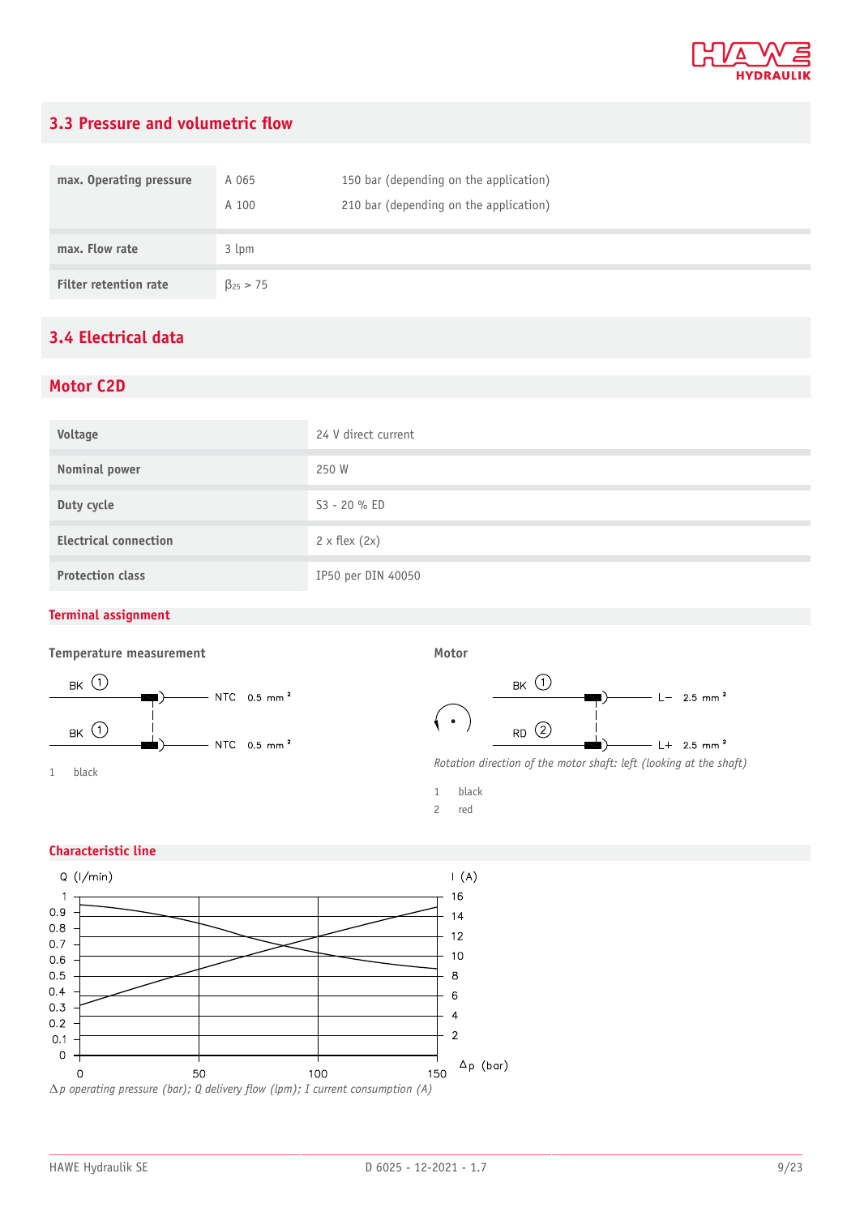## 3.3 Pressure and volumetric flow

| | | |
|---|---|---|
| **max. Operating pressure** | A 065 | 150 bar (depending on the application) |
| | A 100 | 210 bar (depending on the application) |
| **max. Flow rate** | 3 lpm | |
| **Filter retention rate** | $\beta_{25}$ > 75 | |

## 3.4 Electrical data

### Motor C2D

| | |
|---|---|
| **Voltage** | 24 V direct current |
| **Nominal power** | 250 W |
| **Duty cycle** | S3 - 20 % ED |
| **Electrical connection** | 2 x flex (2x) |
| **Protection class** | IP50 per DIN 40050 |

#### Terminal assignment

**Temperature measurement**

BK ① — NTC 0.5 mm²

BK ① — NTC 0.5 mm²

1 black

**Motor**

BK ① — L− 2.5 mm²

RD ② — L+ 2.5 mm²

*Rotation direction of the motor shaft: left (looking at the shaft)*

1 black
2 red

#### Characteristic line

*Δp operating pressure (bar); Q delivery flow (lpm); I current consumption (A)*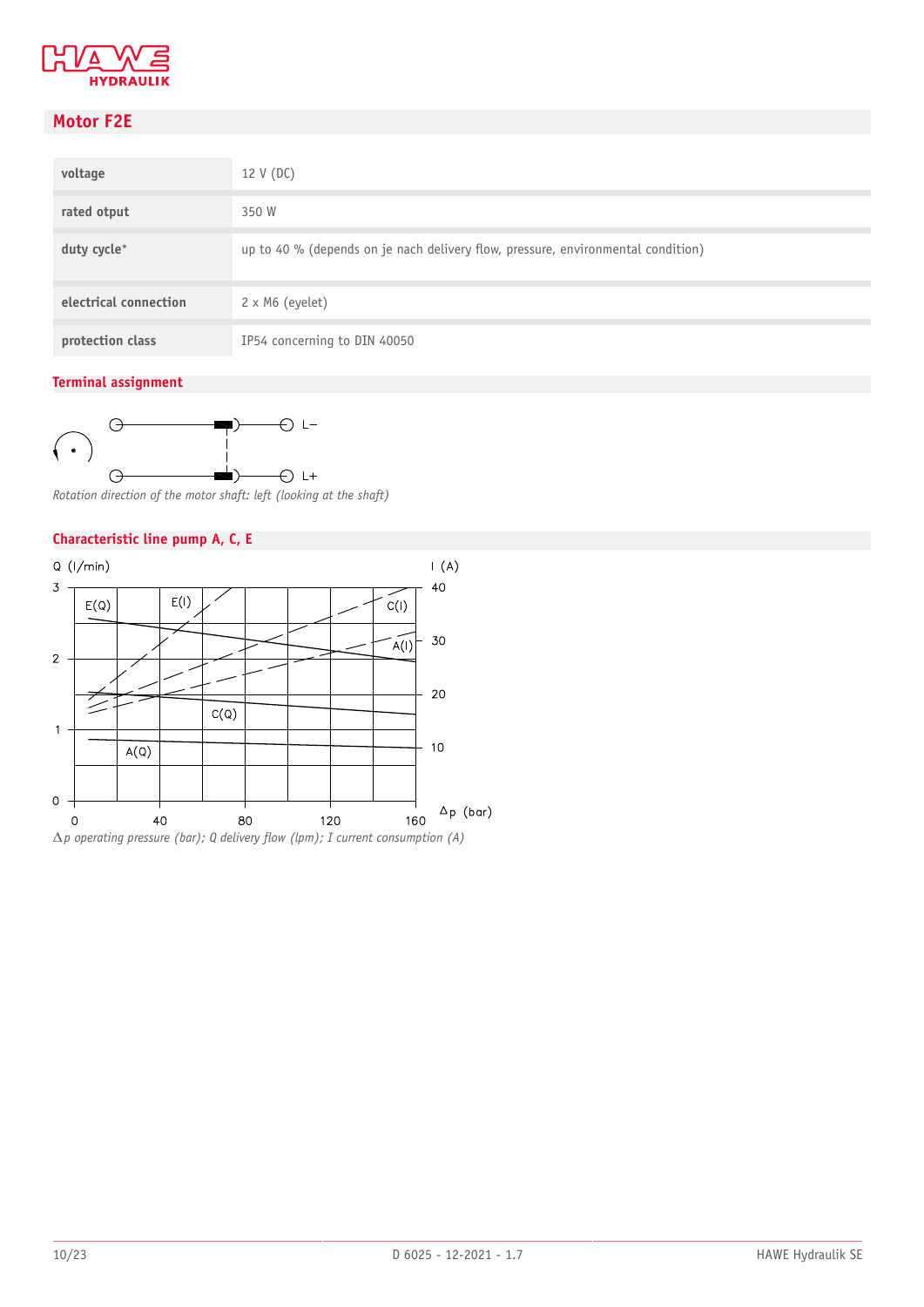## Motor F2E

| | |
|---|---|
| voltage | 12 V (DC) |
| rated otput | 350 W |
| duty cycle* | up to 40 % (depends on je nach delivery flow, pressure, environmental condition) |
| electrical connection | 2 x M6 (eyelet) |
| protection class | IP54 concerning to DIN 40050 |

### Terminal assignment

L−

L+

*Rotation direction of the motor shaft: left (looking at the shaft)*

### Characteristic line pump A, C, E

*Δp operating pressure (bar); Q delivery flow (lpm); I current consumption (A)*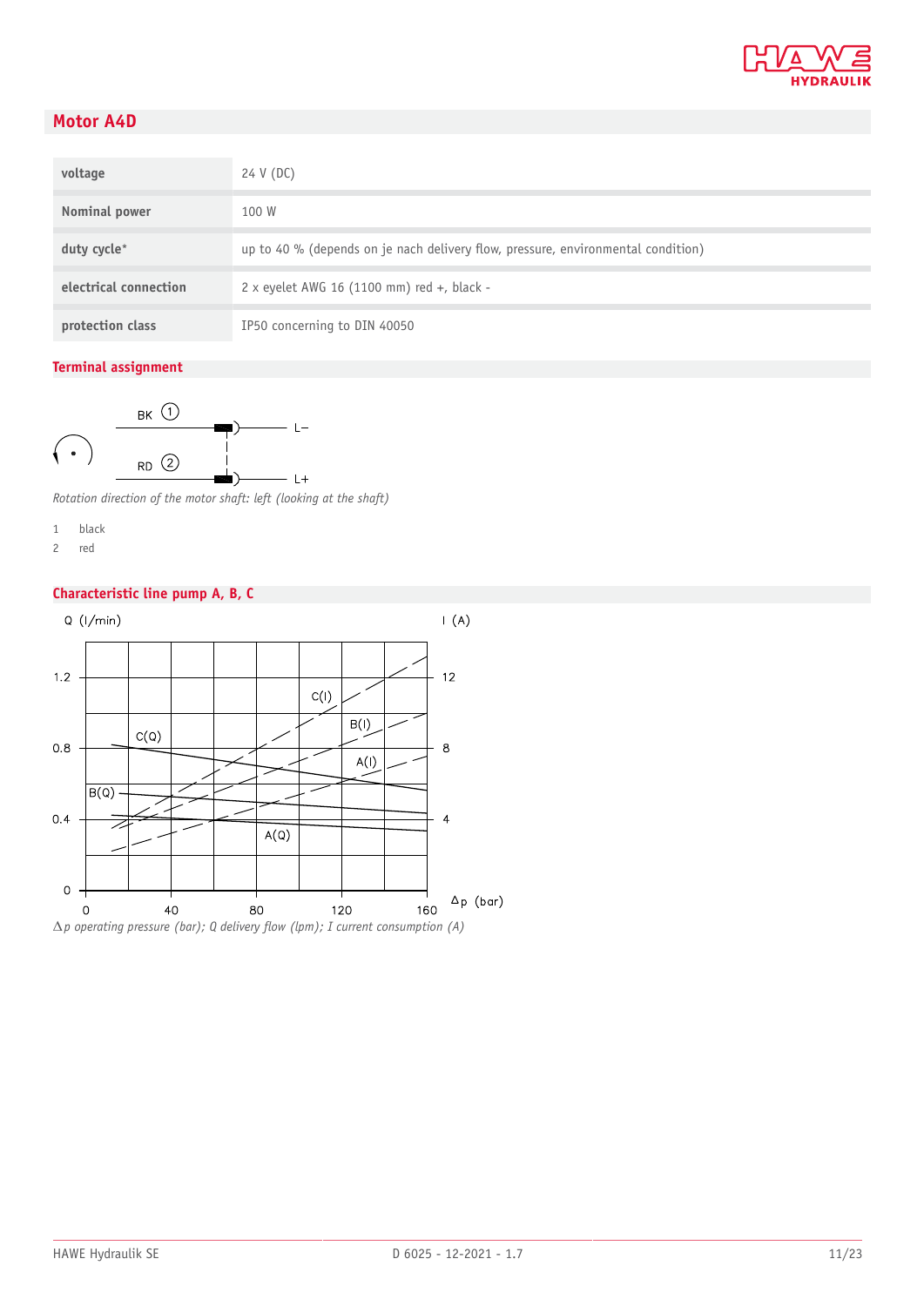## Motor A4D

| | |
|---|---|
| voltage | 24 V (DC) |
| Nominal power | 100 W |
| duty cycle* | up to 40 % (depends on je nach delivery flow, pressure, environmental condition) |
| electrical connection | 2 x eyelet AWG 16 (1100 mm) red +, black - |
| protection class | IP50 concerning to DIN 40050 |

### Terminal assignment

BK ① L−

RD ② L+

*Rotation direction of the motor shaft: left (looking at the shaft)*

1 black
2 red

### Characteristic line pump A, B, C

Q (l/min) — I (A)

*Δp operating pressure (bar); Q delivery flow (lpm); I current consumption (A)*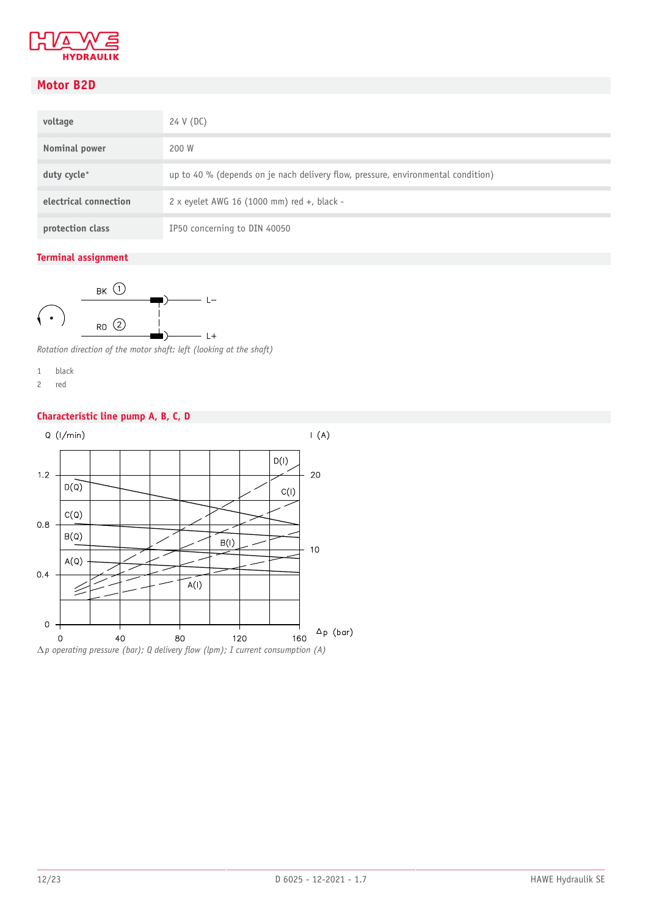## Motor B2D

| | |
|---|---|
| voltage | 24 V (DC) |
| Nominal power | 200 W |
| duty cycle* | up to 40 % (depends on je nach delivery flow, pressure, environmental condition) |
| electrical connection | 2 x eyelet AWG 16 (1000 mm) red +, black - |
| protection class | IP50 concerning to DIN 40050 |

### Terminal assignment

*Rotation direction of the motor shaft: left (looking at the shaft)*

1 black
2 red

### Characteristic line pump A, B, C, D

*Δp operating pressure (bar); Q delivery flow (lpm); I current consumption (A)*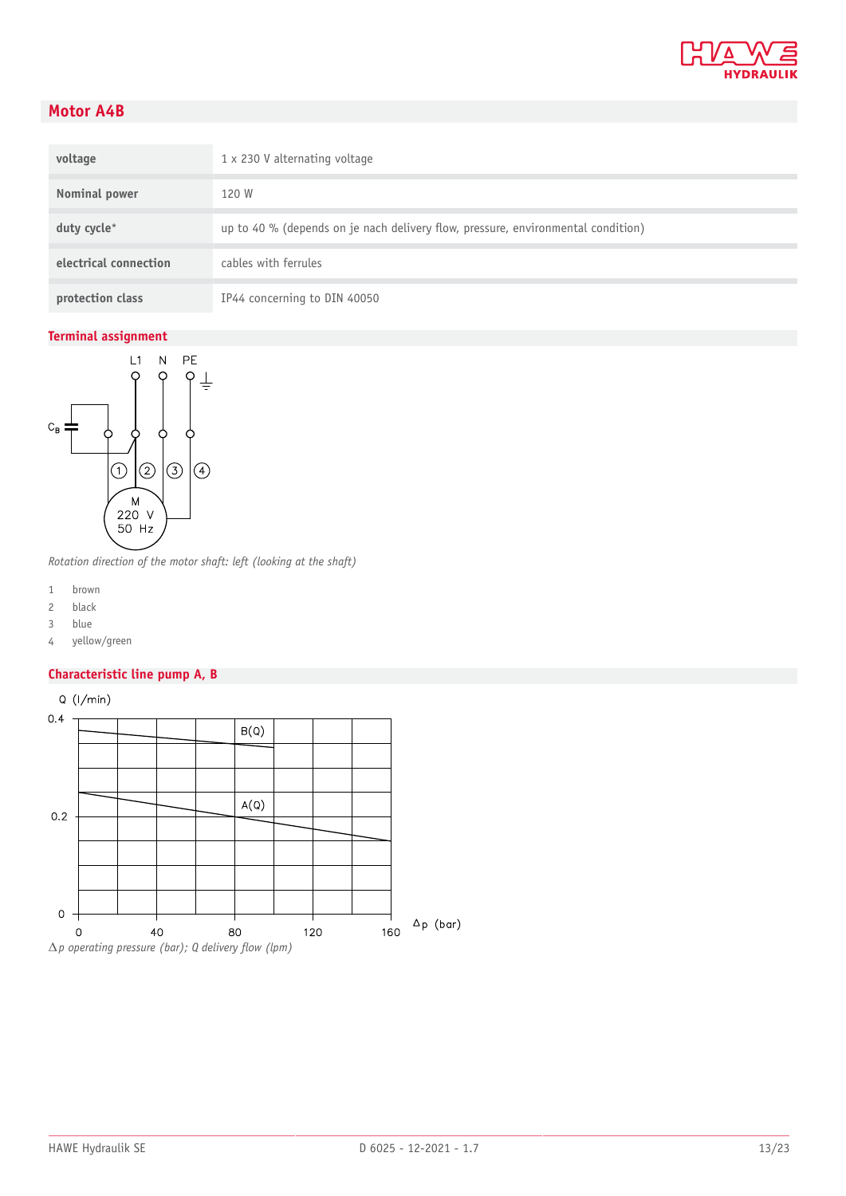## Motor A4B

| voltage | 1 x 230 V alternating voltage |
|---|---|
| Nominal power | 120 W |
| duty cycle* | up to 40 % (depends on je nach delivery flow, pressure, environmental condition) |
| electrical connection | cables with ferrules |
| protection class | IP44 concerning to DIN 40050 |

### Terminal assignment

*Rotation direction of the motor shaft: left (looking at the shaft)*

1 brown
2 black
3 blue
4 yellow/green

### Characteristic line pump A, B

*Δp operating pressure (bar); Q delivery flow (lpm)*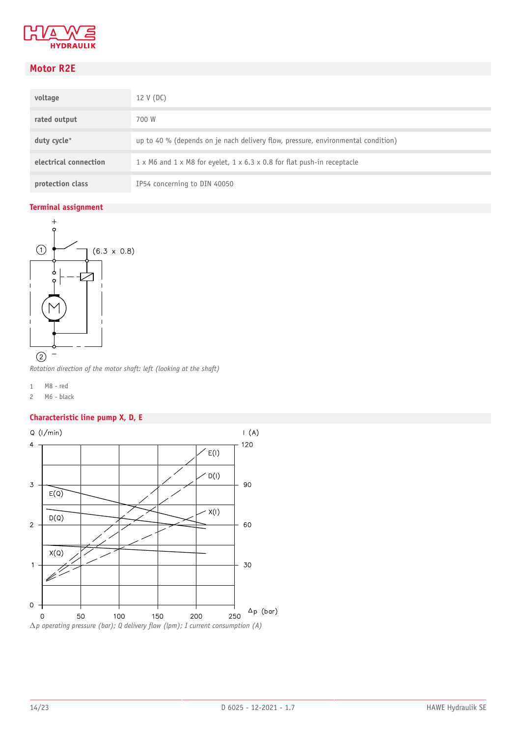## Motor R2E

| | |
|---|---|
| voltage | 12 V (DC) |
| rated output | 700 W |
| duty cycle* | up to 40 % (depends on je nach delivery flow, pressure, environmental condition) |
| electrical connection | 1 x M6 and 1 x M8 for eyelet, 1 x 6.3 x 0.8 for flat push-in receptacle |
| protection class | IP54 concerning to DIN 40050 |

### Terminal assignment

*Rotation direction of the motor shaft: left (looking at the shaft)*

1 M8 - red
2 M6 - black

### Characteristic line pump X, D, E

*Δp operating pressure (bar); Q delivery flow (lpm); I current consumption (A)*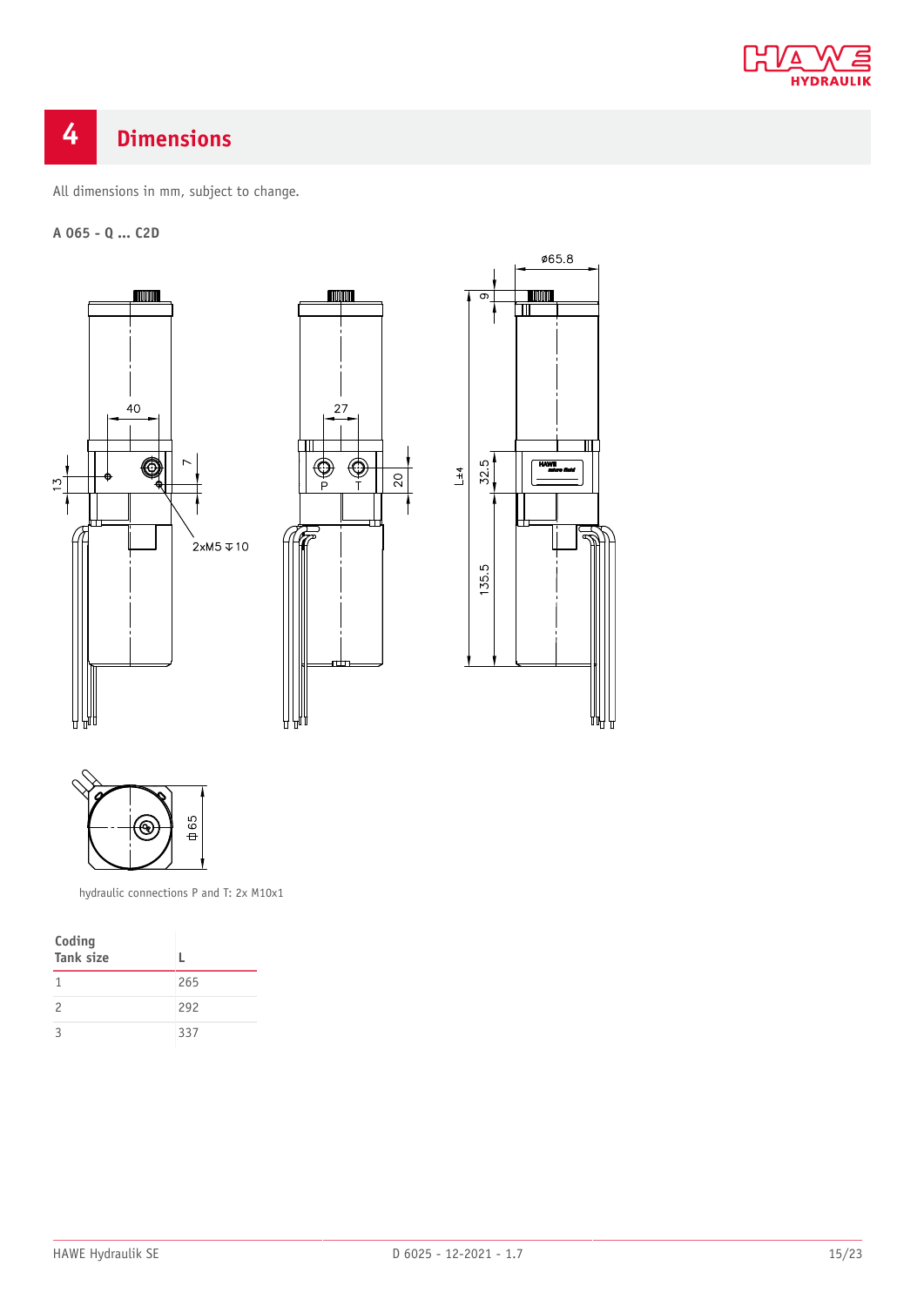# 4 Dimensions

All dimensions in mm, subject to change.

**A 065 - Q ... C2D**

hydraulic connections P and T: 2x M10x1

| Coding Tank size | L |
|---|---|
| 1 | 265 |
| 2 | 292 |
| 3 | 337 |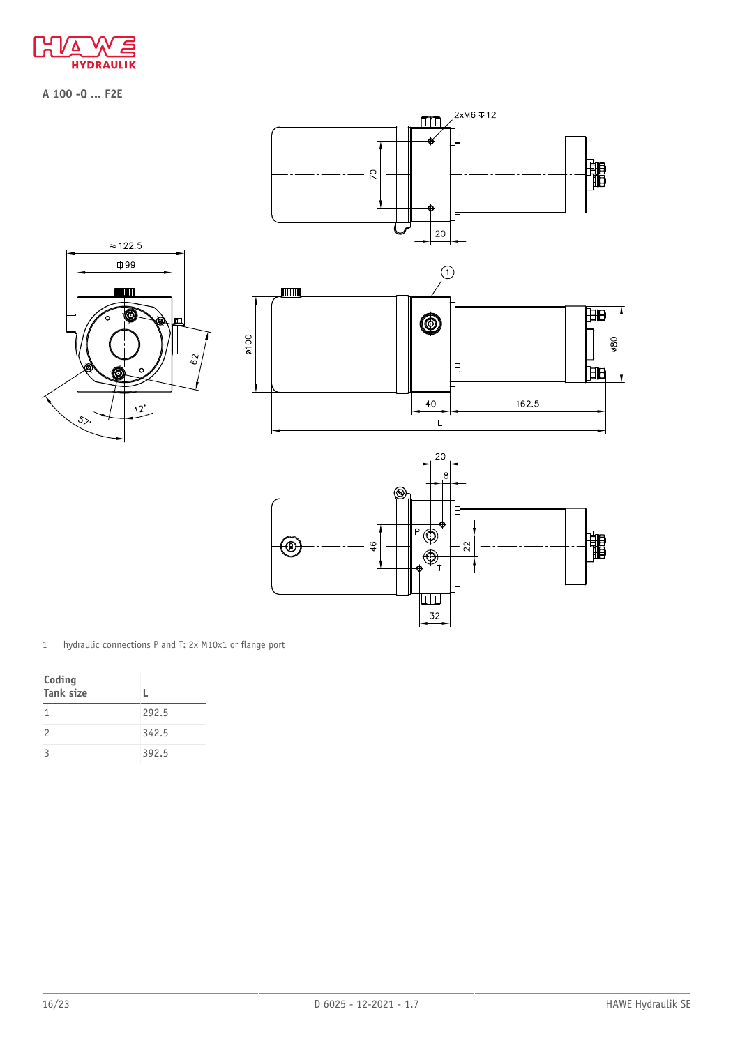**A 100 -Q ... F2E**

1 hydraulic connections P and T: 2x M10x1 or flange port

| Coding Tank size | L |
|---|---|
| 1 | 292.5 |
| 2 | 342.5 |
| 3 | 392.5 |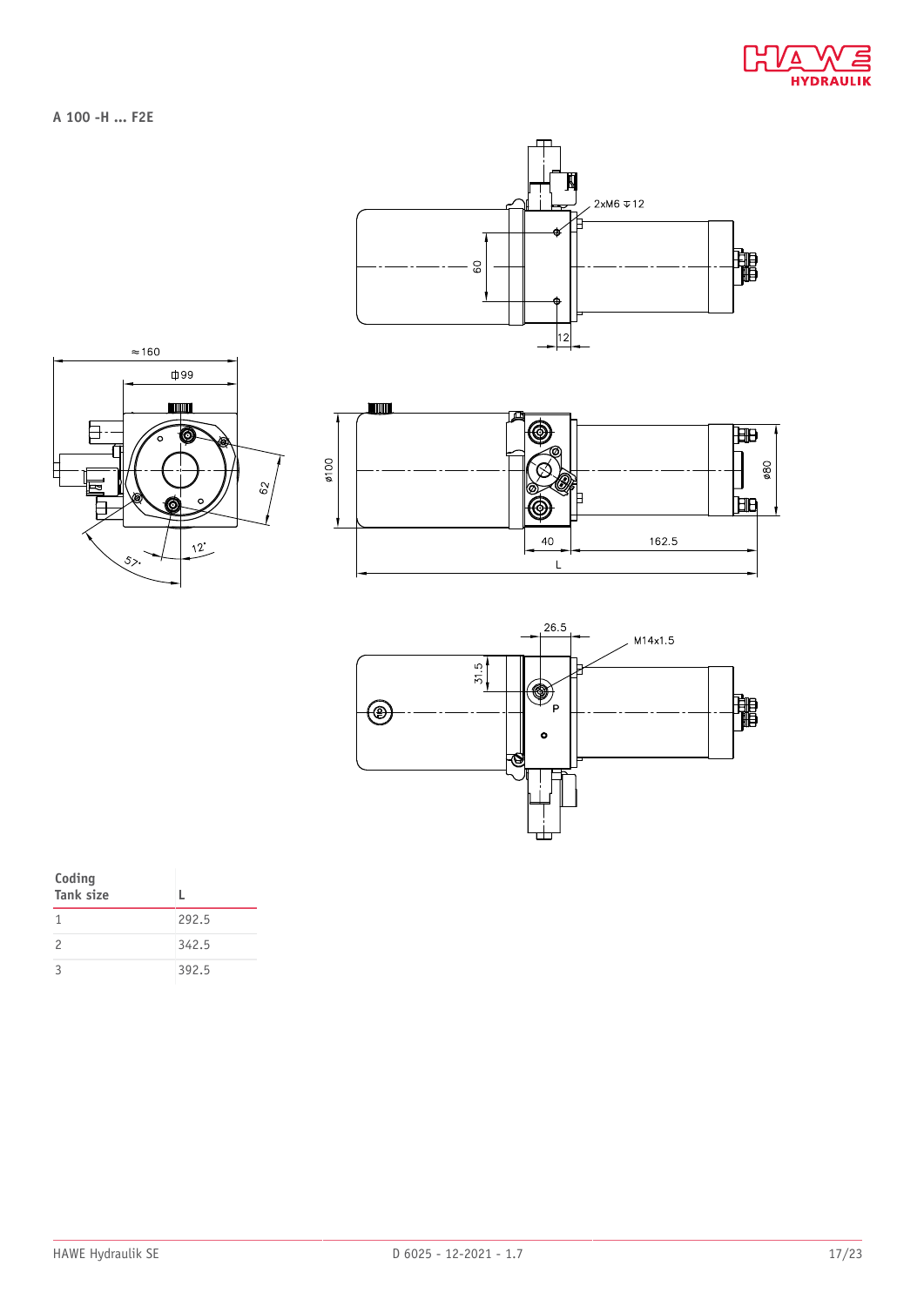**A 100 -H ... F2E**

| Coding Tank size | L |
|---|---|
| 1 | 292.5 |
| 2 | 342.5 |
| 3 | 392.5 |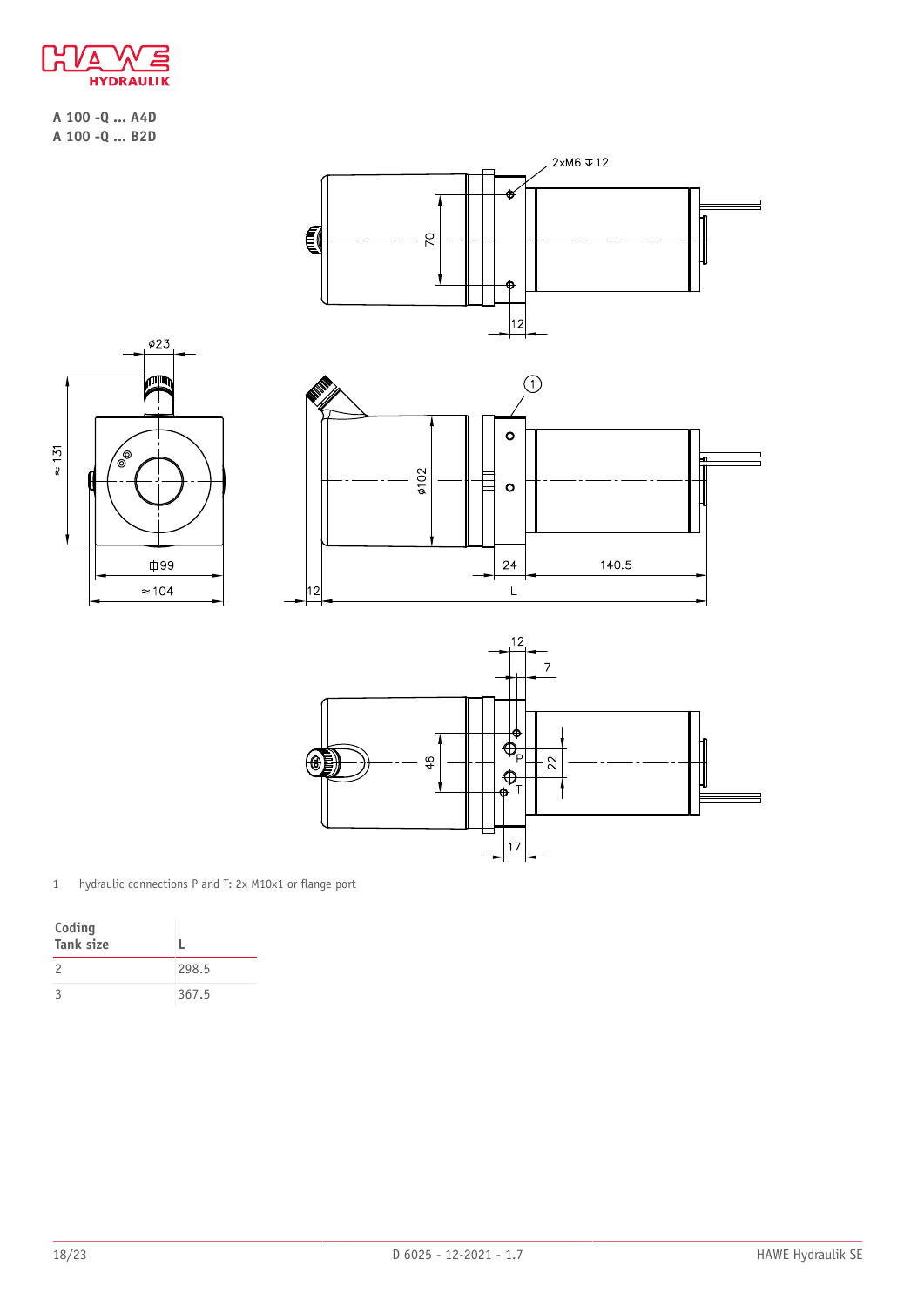A 100 -Q ... A4D
A 100 -Q ... B2D

1 hydraulic connections P and T: 2x M10x1 or flange port

| Coding Tank size | L |
|---|---|
| 2 | 298.5 |
| 3 | 367.5 |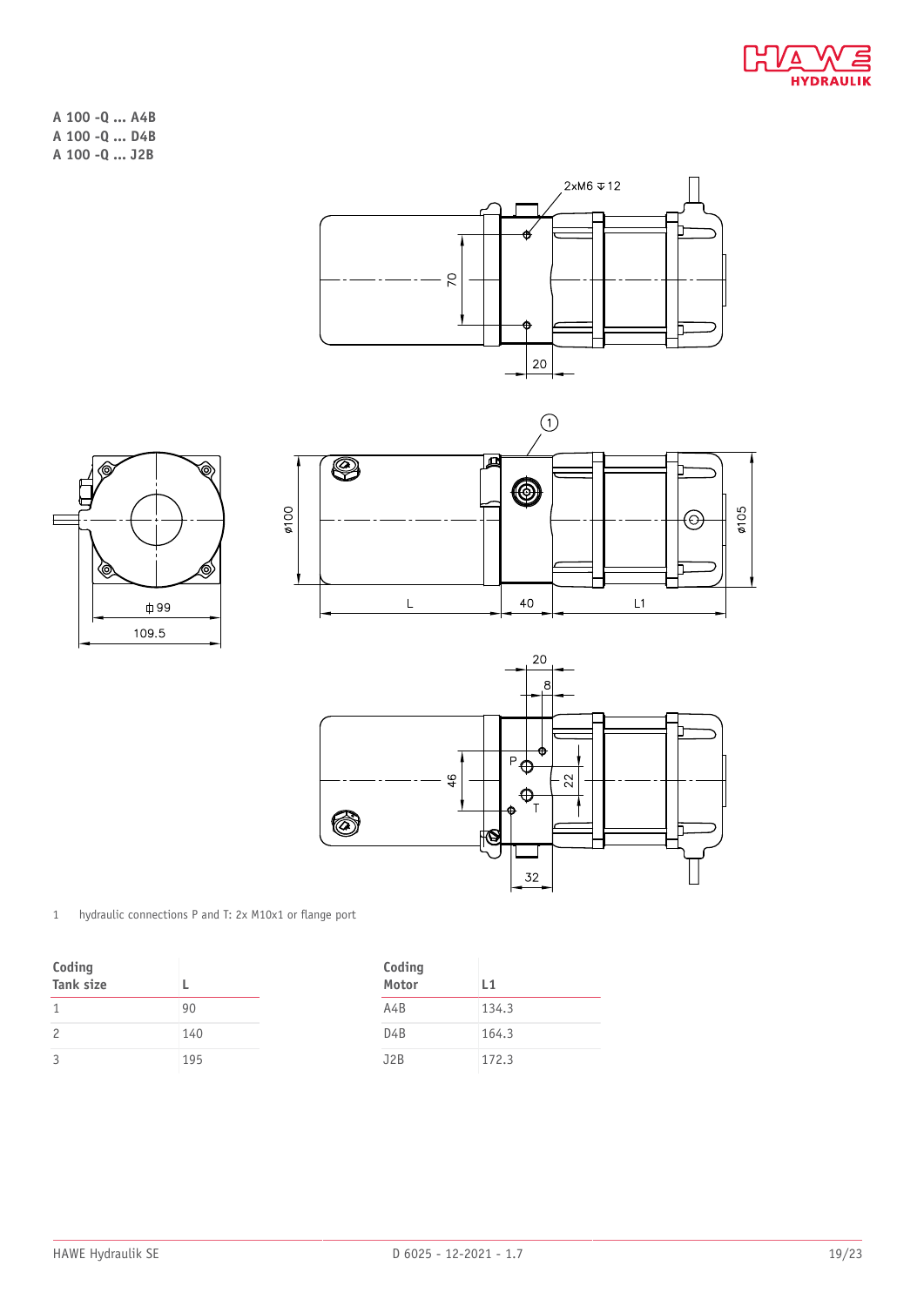**A 100 -Q ... A4B**
**A 100 -Q ... D4B**
**A 100 -Q ... J2B**

1 hydraulic connections P and T: 2x M10x1 or flange port

| Coding Tank size | L |
|---|---|
| 1 | 90 |
| 2 | 140 |
| 3 | 195 |

| Coding Motor | L1 |
|---|---|
| A4B | 134.3 |
| D4B | 164.3 |
| J2B | 172.3 |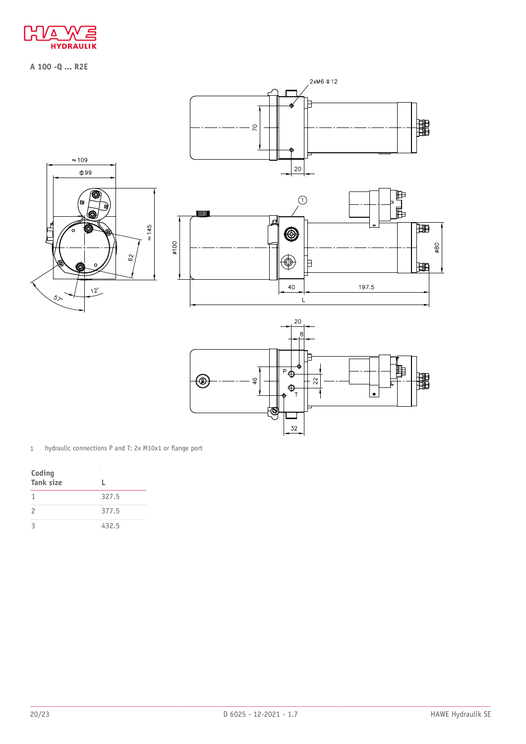**A 100 -Q ... R2E**

1 hydraulic connections P and T: 2x M10x1 or flange port

| Coding Tank size | L |
|---|---|
| 1 | 327.5 |
| 2 | 377.5 |
| 3 | 432.5 |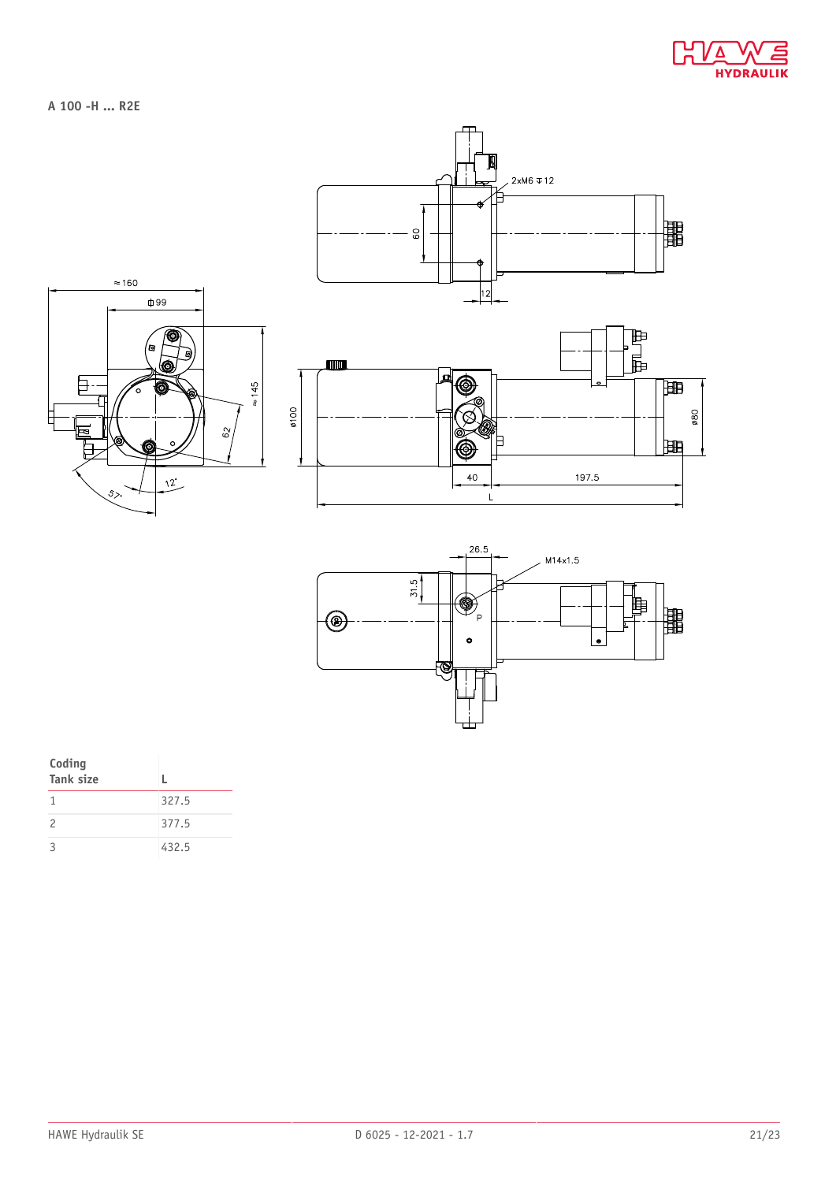**A 100 -H ... R2E**

| Coding Tank size | L |
|---|---|
| 1 | 327.5 |
| 2 | 377.5 |
| 3 | 432.5 |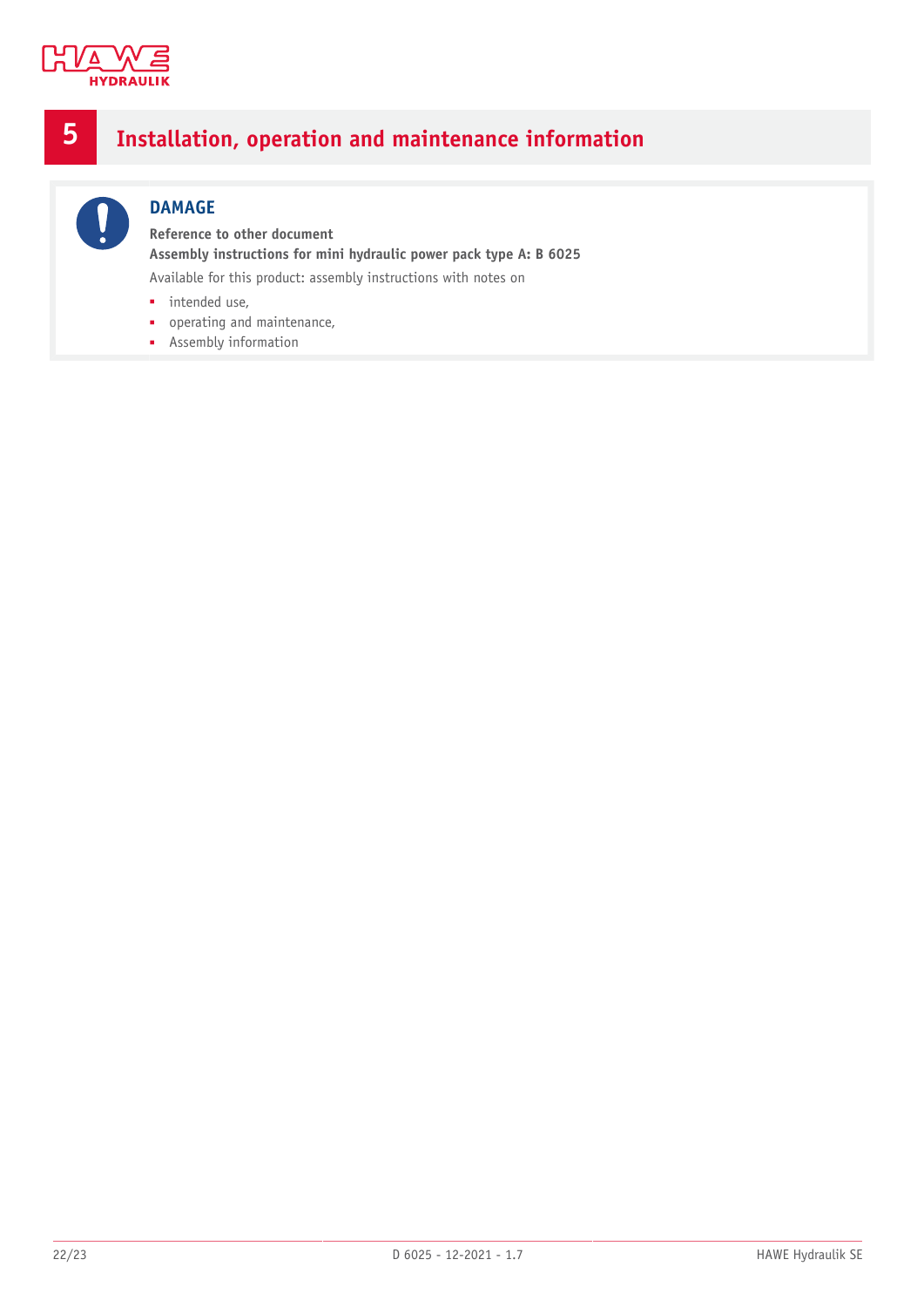# 5 Installation, operation and maintenance information

**DAMAGE**

**Reference to other document**
**Assembly instructions for mini hydraulic power pack type A: B 6025**

Available for this product: assembly instructions with notes on

- intended use,
- operating and maintenance,
- Assembly information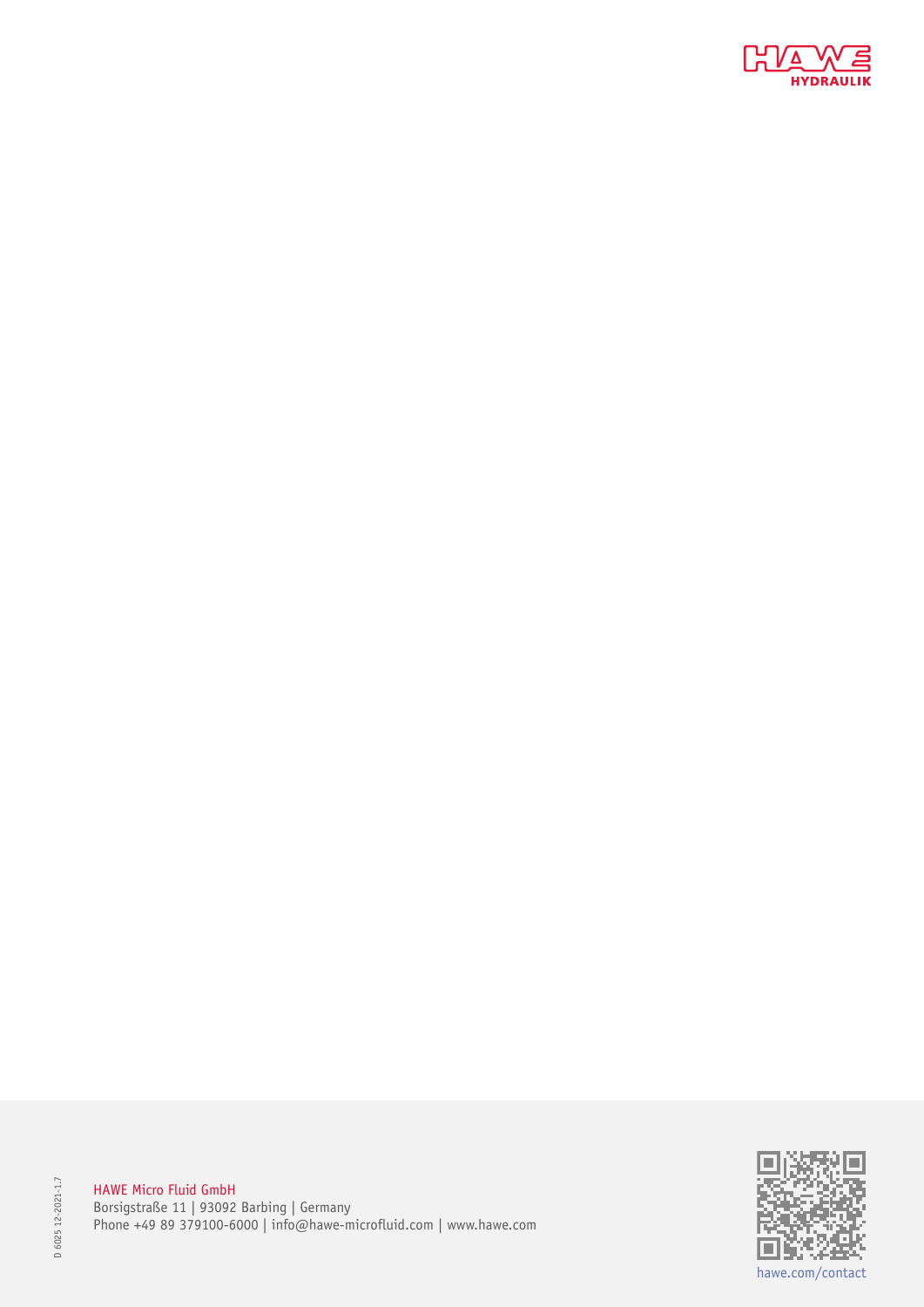D 6025 12-2021-1.7

HAWE Micro Fluid GmbH
Borsigstraße 11 | 93092 Barbing | Germany
Phone +49 89 379100-6000 | info@hawe-microfluid.com | www.hawe.com

hawe.com/contact